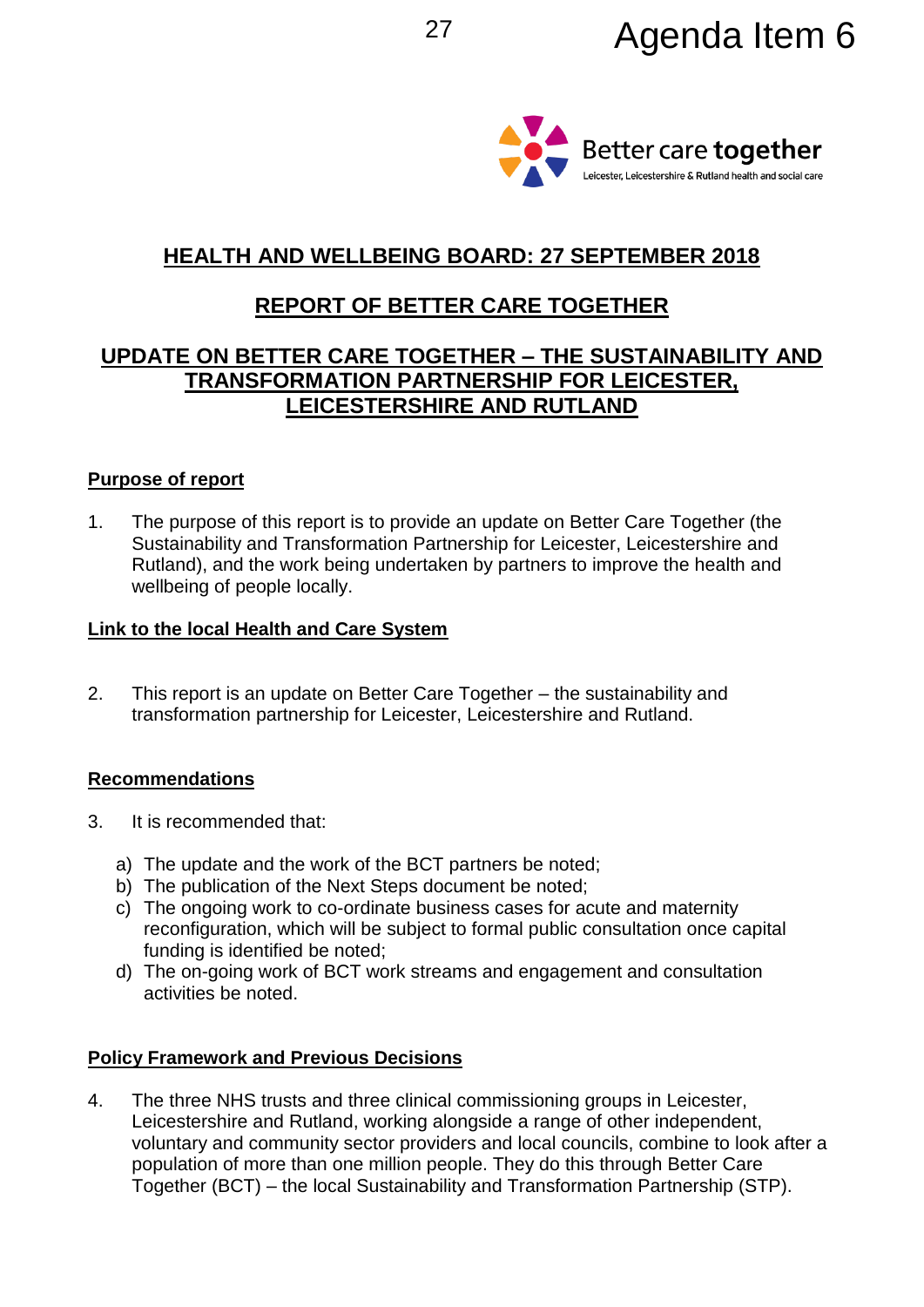Agenda Item 6

Better care **together**

Leicester, Leicestershire & Rutland health and social care

## HEALTH AND WELLBEING BOARD: 27 SEPTEMBER 2018

## REPORT OF BETTER CARE TOGETHER

## UPDATE ON BETTER CARE TOGETHER – THE SUSTAINABILITY AND TRANSFORMATION PARTNERSHIP FOR LEICESTER, LEICESTERSHIRE AND RUTLAND

### Purpose of report

1. The purpose of this report is to provide an update on Better Care Together (the Sustainability and Transformation Partnership for Leicester, Leicestershire and Rutland), and the work being undertaken by partners to improve the health and wellbeing of people locally.

### Link to the local Health and Care System

2. This report is an update on Better Care Together – the sustainability and transformation partnership for Leicester, Leicestershire and Rutland.

### Recommendations

3. It is recommended that:

   a) The update and the work of the BCT partners be noted;
   b) The publication of the Next Steps document be noted;
   c) The ongoing work to co-ordinate business cases for acute and maternity reconfiguration, which will be subject to formal public consultation once capital funding is identified be noted;
   d) The on-going work of BCT work streams and engagement and consultation activities be noted.

### Policy Framework and Previous Decisions

4. The three NHS trusts and three clinical commissioning groups in Leicester, Leicestershire and Rutland, working alongside a range of other independent, voluntary and community sector providers and local councils, combine to look after a population of more than one million people. They do this through Better Care Together (BCT) – the local Sustainability and Transformation Partnership (STP).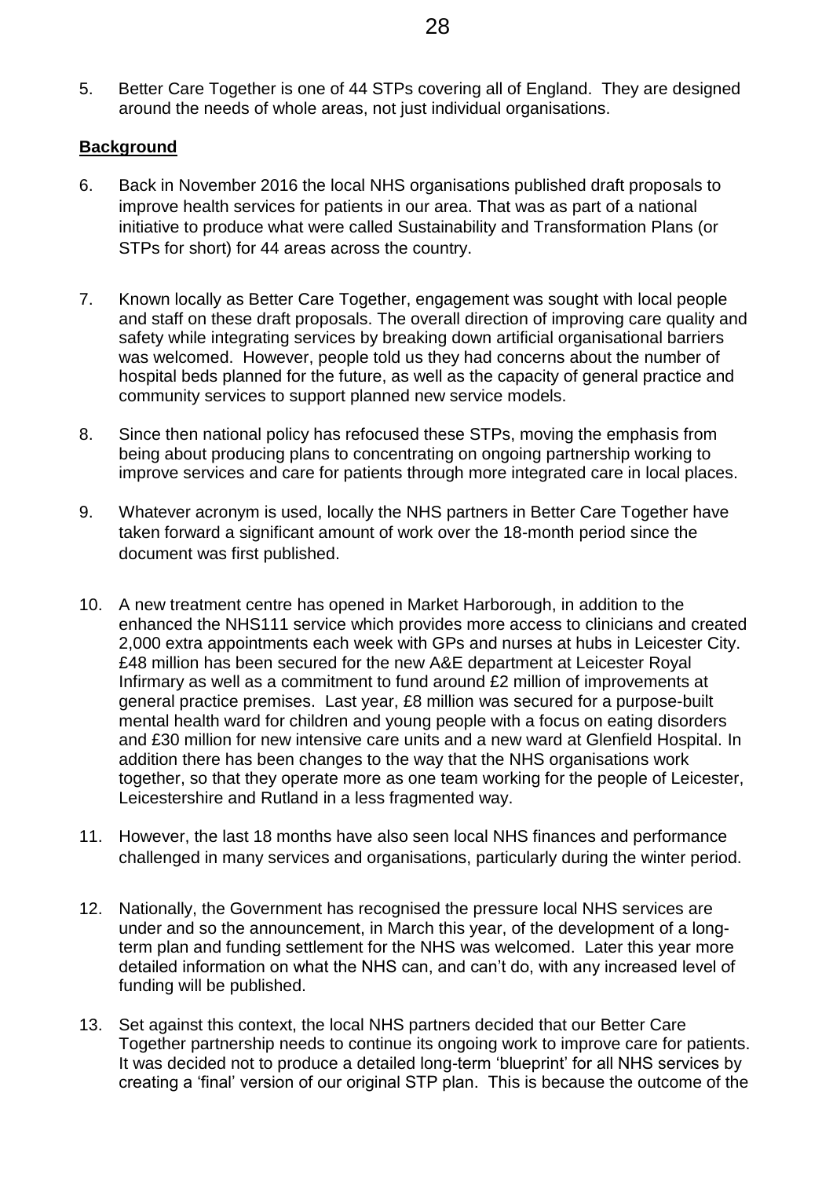5. Better Care Together is one of 44 STPs covering all of England. They are designed around the needs of whole areas, not just individual organisations.

**Background**

6. Back in November 2016 the local NHS organisations published draft proposals to improve health services for patients in our area. That was as part of a national initiative to produce what were called Sustainability and Transformation Plans (or STPs for short) for 44 areas across the country.

7. Known locally as Better Care Together, engagement was sought with local people and staff on these draft proposals. The overall direction of improving care quality and safety while integrating services by breaking down artificial organisational barriers was welcomed. However, people told us they had concerns about the number of hospital beds planned for the future, as well as the capacity of general practice and community services to support planned new service models.

8. Since then national policy has refocused these STPs, moving the emphasis from being about producing plans to concentrating on ongoing partnership working to improve services and care for patients through more integrated care in local places.

9. Whatever acronym is used, locally the NHS partners in Better Care Together have taken forward a significant amount of work over the 18-month period since the document was first published.

10. A new treatment centre has opened in Market Harborough, in addition to the enhanced the NHS111 service which provides more access to clinicians and created 2,000 extra appointments each week with GPs and nurses at hubs in Leicester City. £48 million has been secured for the new A&E department at Leicester Royal Infirmary as well as a commitment to fund around £2 million of improvements at general practice premises. Last year, £8 million was secured for a purpose-built mental health ward for children and young people with a focus on eating disorders and £30 million for new intensive care units and a new ward at Glenfield Hospital. In addition there has been changes to the way that the NHS organisations work together, so that they operate more as one team working for the people of Leicester, Leicestershire and Rutland in a less fragmented way.

11. However, the last 18 months have also seen local NHS finances and performance challenged in many services and organisations, particularly during the winter period.

12. Nationally, the Government has recognised the pressure local NHS services are under and so the announcement, in March this year, of the development of a long-term plan and funding settlement for the NHS was welcomed. Later this year more detailed information on what the NHS can, and can't do, with any increased level of funding will be published.

13. Set against this context, the local NHS partners decided that our Better Care Together partnership needs to continue its ongoing work to improve care for patients. It was decided not to produce a detailed long-term 'blueprint' for all NHS services by creating a 'final' version of our original STP plan. This is because the outcome of the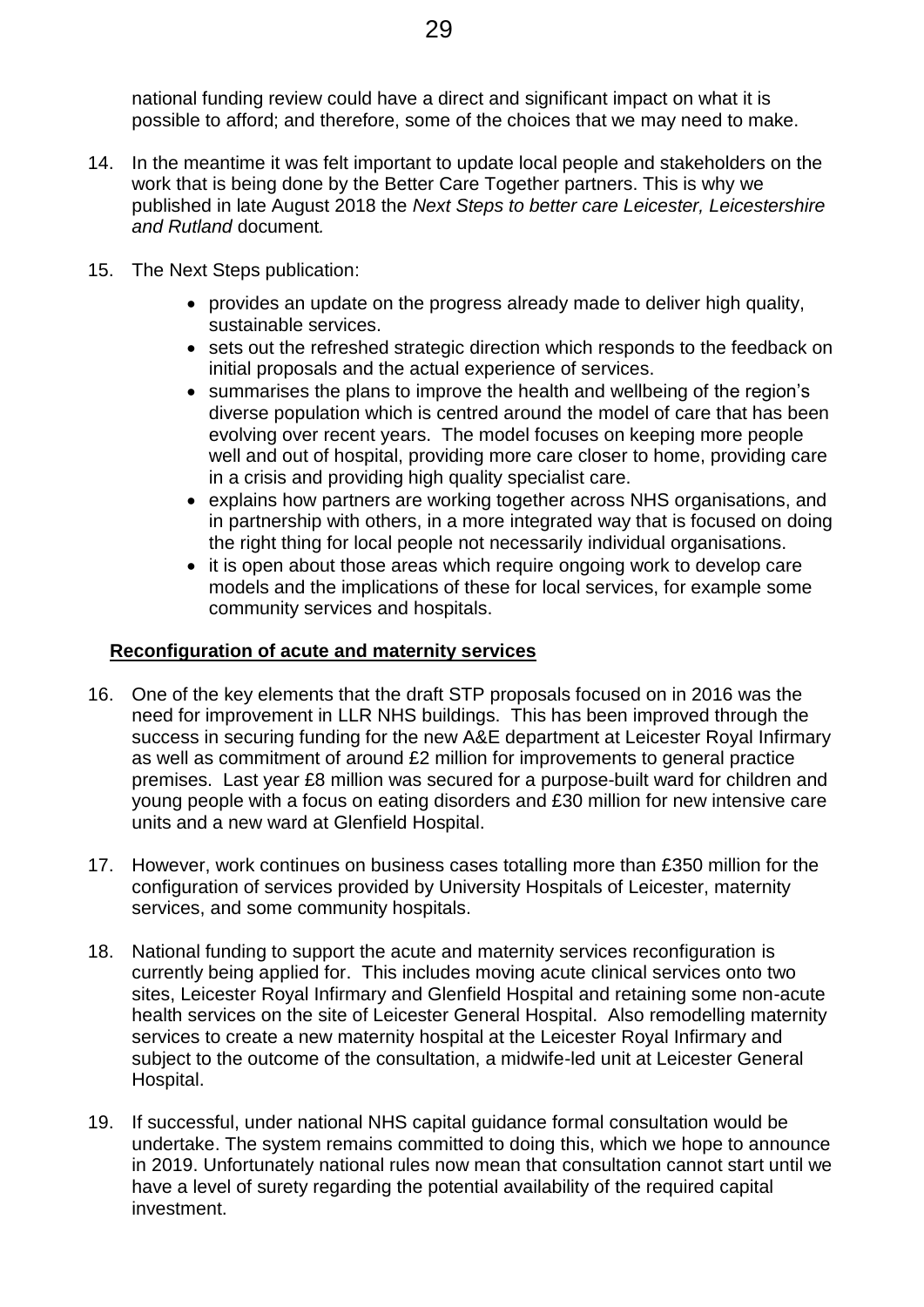national funding review could have a direct and significant impact on what it is possible to afford; and therefore, some of the choices that we may need to make.

14. In the meantime it was felt important to update local people and stakeholders on the work that is being done by the Better Care Together partners. This is why we published in late August 2018 the *Next Steps to better care Leicester, Leicestershire and Rutland* document*.*

15. The Next Steps publication:

    - provides an update on the progress already made to deliver high quality, sustainable services.
    - sets out the refreshed strategic direction which responds to the feedback on initial proposals and the actual experience of services.
    - summarises the plans to improve the health and wellbeing of the region's diverse population which is centred around the model of care that has been evolving over recent years. The model focuses on keeping more people well and out of hospital, providing more care closer to home, providing care in a crisis and providing high quality specialist care.
    - explains how partners are working together across NHS organisations, and in partnership with others, in a more integrated way that is focused on doing the right thing for local people not necessarily individual organisations.
    - it is open about those areas which require ongoing work to develop care models and the implications of these for local services, for example some community services and hospitals.

**Reconfiguration of acute and maternity services**

16. One of the key elements that the draft STP proposals focused on in 2016 was the need for improvement in LLR NHS buildings. This has been improved through the success in securing funding for the new A&E department at Leicester Royal Infirmary as well as commitment of around £2 million for improvements to general practice premises. Last year £8 million was secured for a purpose-built ward for children and young people with a focus on eating disorders and £30 million for new intensive care units and a new ward at Glenfield Hospital.

17. However, work continues on business cases totalling more than £350 million for the configuration of services provided by University Hospitals of Leicester, maternity services, and some community hospitals.

18. National funding to support the acute and maternity services reconfiguration is currently being applied for. This includes moving acute clinical services onto two sites, Leicester Royal Infirmary and Glenfield Hospital and retaining some non-acute health services on the site of Leicester General Hospital. Also remodelling maternity services to create a new maternity hospital at the Leicester Royal Infirmary and subject to the outcome of the consultation, a midwife-led unit at Leicester General Hospital.

19. If successful, under national NHS capital guidance formal consultation would be undertake. The system remains committed to doing this, which we hope to announce in 2019. Unfortunately national rules now mean that consultation cannot start until we have a level of surety regarding the potential availability of the required capital investment.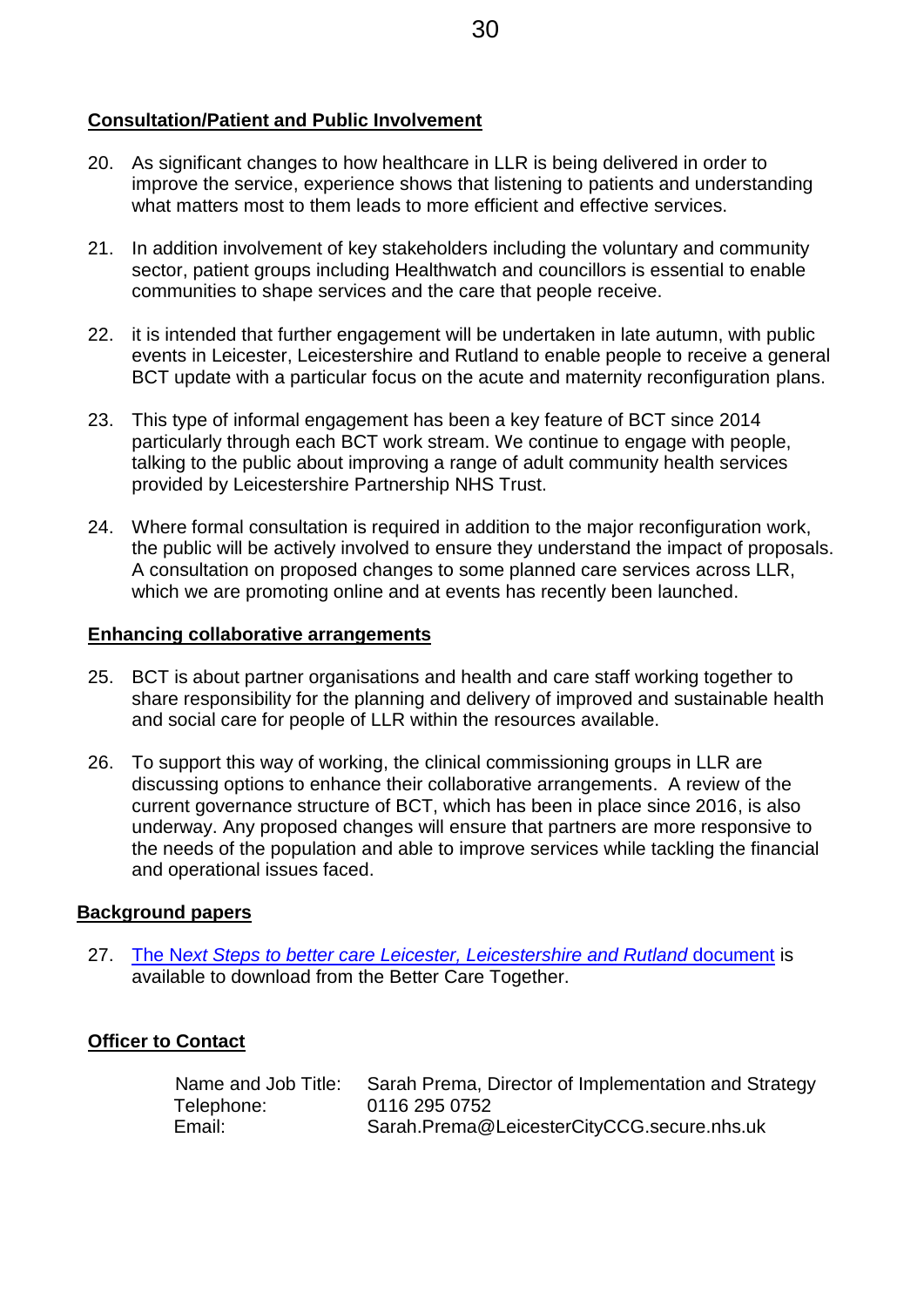**Consultation/Patient and Public Involvement**

20. As significant changes to how healthcare in LLR is being delivered in order to improve the service, experience shows that listening to patients and understanding what matters most to them leads to more efficient and effective services.

21. In addition involvement of key stakeholders including the voluntary and community sector, patient groups including Healthwatch and councillors is essential to enable communities to shape services and the care that people receive.

22. it is intended that further engagement will be undertaken in late autumn, with public events in Leicester, Leicestershire and Rutland to enable people to receive a general BCT update with a particular focus on the acute and maternity reconfiguration plans.

23. This type of informal engagement has been a key feature of BCT since 2014 particularly through each BCT work stream. We continue to engage with people, talking to the public about improving a range of adult community health services provided by Leicestershire Partnership NHS Trust.

24. Where formal consultation is required in addition to the major reconfiguration work, the public will be actively involved to ensure they understand the impact of proposals. A consultation on proposed changes to some planned care services across LLR, which we are promoting online and at events has recently been launched.

**Enhancing collaborative arrangements**

25. BCT is about partner organisations and health and care staff working together to share responsibility for the planning and delivery of improved and sustainable health and social care for people of LLR within the resources available.

26. To support this way of working, the clinical commissioning groups in LLR are discussing options to enhance their collaborative arrangements. A review of the current governance structure of BCT, which has been in place since 2016, is also underway. Any proposed changes will ensure that partners are more responsive to the needs of the population and able to improve services while tackling the financial and operational issues faced.

**Background papers**

27. The N*ext Steps to better care Leicester, Leicestershire and Rutland* document is available to download from the Better Care Together.

**Officer to Contact**

| | |
|---|---|
| Name and Job Title: | Sarah Prema, Director of Implementation and Strategy |
| Telephone: | 0116 295 0752 |
| Email: | Sarah.Prema@LeicesterCityCCG.secure.nhs.uk |